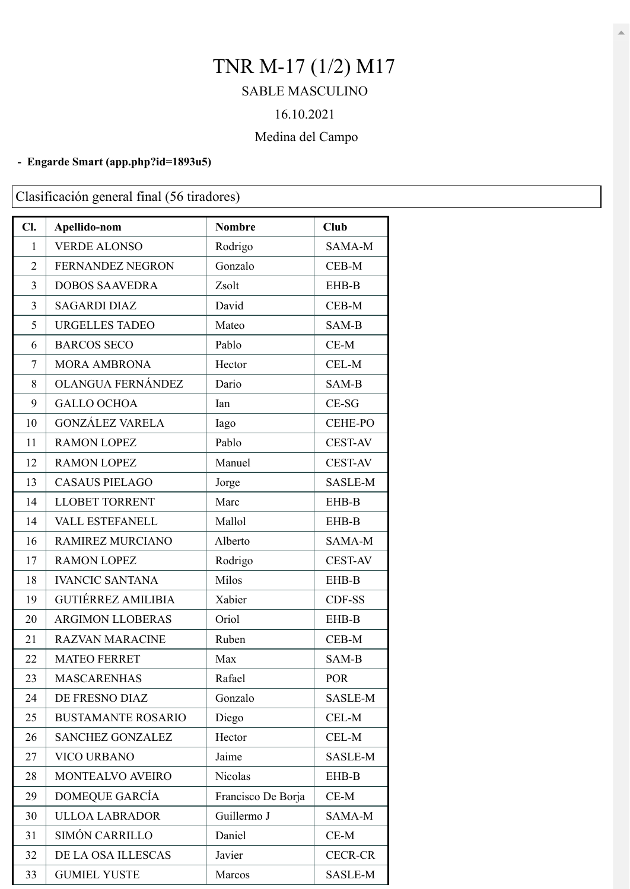# TNR M-17 (1/2) M17

SABLE MASCULINO

16.10.2021

Medina del Campo

- **Engarde Smart (app.php?id=1893u5)**

Clasificación general final (56 tiradores)

| Cl. | Apellido-nom | Nombre | Club |
|---|---|---|---|
| 1 | VERDE ALONSO | Rodrigo | SAMA-M |
| 2 | FERNANDEZ NEGRON | Gonzalo | CEB-M |
| 3 | DOBOS SAAVEDRA | Zsolt | EHB-B |
| 3 | SAGARDI DIAZ | David | CEB-M |
| 5 | URGELLES TADEO | Mateo | SAM-B |
| 6 | BARCOS SECO | Pablo | CE-M |
| 7 | MORA AMBRONA | Hector | CEL-M |
| 8 | OLANGUA FERNÁNDEZ | Dario | SAM-B |
| 9 | GALLO OCHOA | Ian | CE-SG |
| 10 | GONZÁLEZ VARELA | Iago | CEHE-PO |
| 11 | RAMON LOPEZ | Pablo | CEST-AV |
| 12 | RAMON LOPEZ | Manuel | CEST-AV |
| 13 | CASAUS PIELAGO | Jorge | SASLE-M |
| 14 | LLOBET TORRENT | Marc | EHB-B |
| 14 | VALL ESTEFANELL | Mallol | EHB-B |
| 16 | RAMIREZ MURCIANO | Alberto | SAMA-M |
| 17 | RAMON LOPEZ | Rodrigo | CEST-AV |
| 18 | IVANCIC SANTANA | Milos | EHB-B |
| 19 | GUTIÉRREZ AMILIBIA | Xabier | CDF-SS |
| 20 | ARGIMON LLOBERAS | Oriol | EHB-B |
| 21 | RAZVAN MARACINE | Ruben | CEB-M |
| 22 | MATEO FERRET | Max | SAM-B |
| 23 | MASCARENHAS | Rafael | POR |
| 24 | DE FRESNO DIAZ | Gonzalo | SASLE-M |
| 25 | BUSTAMANTE ROSARIO | Diego | CEL-M |
| 26 | SANCHEZ GONZALEZ | Hector | CEL-M |
| 27 | VICO URBANO | Jaime | SASLE-M |
| 28 | MONTEALVO AVEIRO | Nicolas | EHB-B |
| 29 | DOMEQUE GARCÍA | Francisco De Borja | CE-M |
| 30 | ULLOA LABRADOR | Guillermo J | SAMA-M |
| 31 | SIMÓN CARRILLO | Daniel | CE-M |
| 32 | DE LA OSA ILLESCAS | Javier | CECR-CR |
| 33 | GUMIEL YUSTE | Marcos | SASLE-M |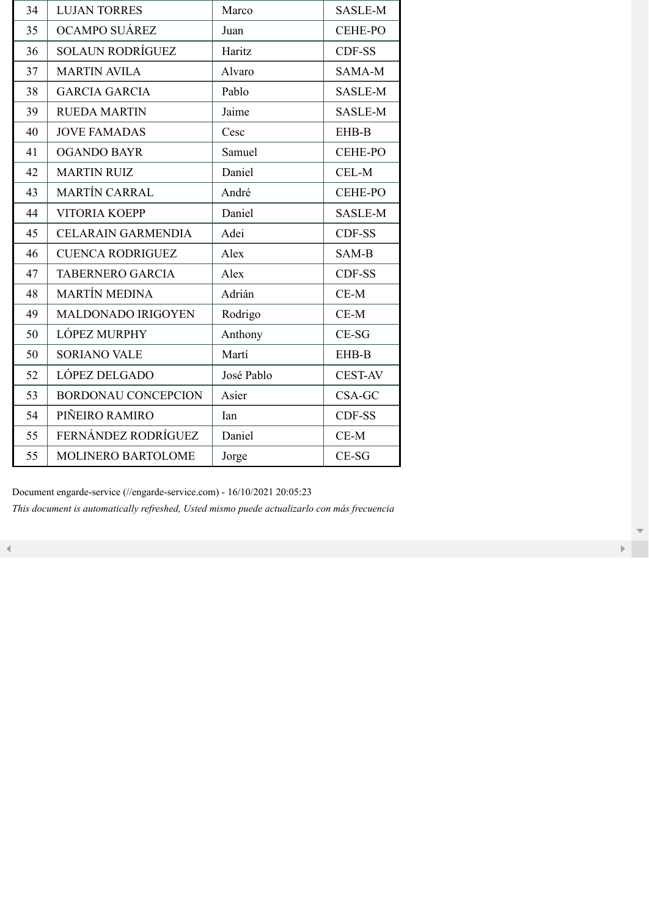| | | | |
|---|---|---|---|
| 34 | LUJAN TORRES | Marco | SASLE-M |
| 35 | OCAMPO SUÁREZ | Juan | CEHE-PO |
| 36 | SOLAUN RODRÍGUEZ | Haritz | CDF-SS |
| 37 | MARTIN AVILA | Alvaro | SAMA-M |
| 38 | GARCIA GARCIA | Pablo | SASLE-M |
| 39 | RUEDA MARTIN | Jaime | SASLE-M |
| 40 | JOVE FAMADAS | Cesc | EHB-B |
| 41 | OGANDO BAYR | Samuel | CEHE-PO |
| 42 | MARTIN RUIZ | Daniel | CEL-M |
| 43 | MARTÍN CARRAL | André | CEHE-PO |
| 44 | VITORIA KOEPP | Daniel | SASLE-M |
| 45 | CELARAIN GARMENDIA | Adei | CDF-SS |
| 46 | CUENCA RODRIGUEZ | Alex | SAM-B |
| 47 | TABERNERO GARCIA | Alex | CDF-SS |
| 48 | MARTÍN MEDINA | Adrián | CE-M |
| 49 | MALDONADO IRIGOYEN | Rodrigo | CE-M |
| 50 | LÓPEZ MURPHY | Anthony | CE-SG |
| 50 | SORIANO VALE | Martí | EHB-B |
| 52 | LÓPEZ DELGADO | José Pablo | CEST-AV |
| 53 | BORDONAU CONCEPCION | Asier | CSA-GC |
| 54 | PIÑEIRO RAMIRO | Ian | CDF-SS |
| 55 | FERNÁNDEZ RODRÍGUEZ | Daniel | CE-M |
| 55 | MOLINERO BARTOLOME | Jorge | CE-SG |

Document engarde-service (//engarde-service.com) - 16/10/2021 20:05:23

*This document is automatically refreshed, Usted mismo puede actualizarlo con más frecuencia*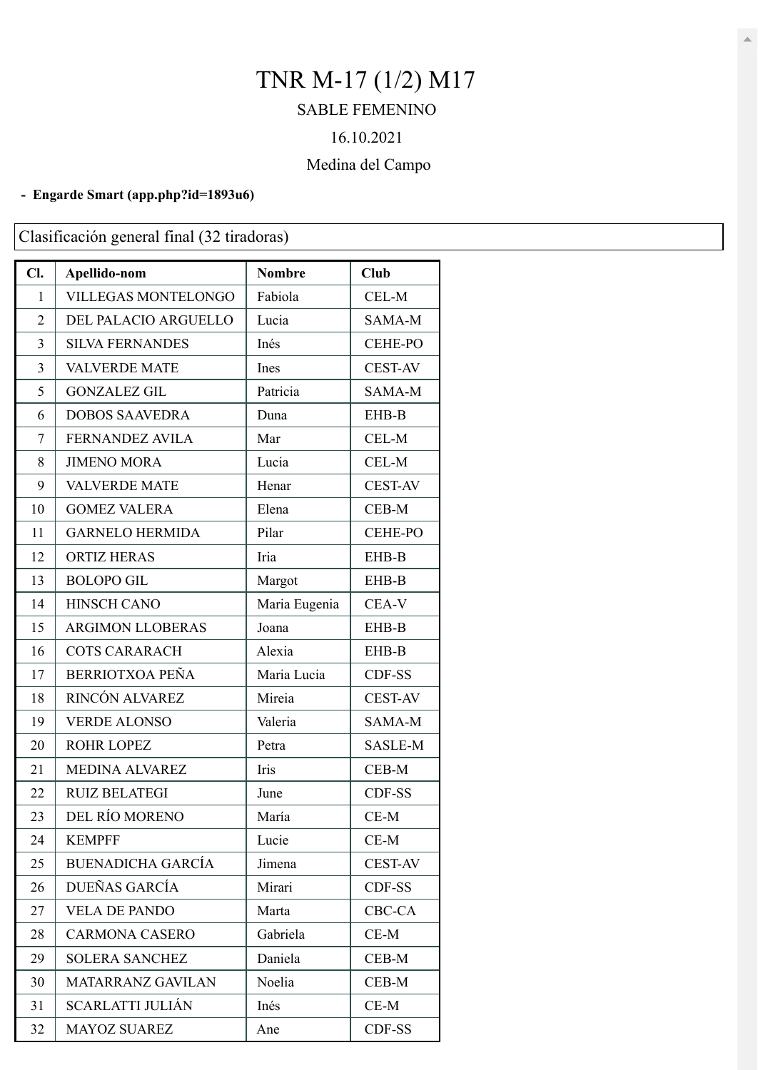# TNR M-17 (1/2) M17

SABLE FEMENINO

16.10.2021

Medina del Campo

- **Engarde Smart (app.php?id=1893u6)**

## Clasificación general final (32 tiradoras)

| Cl. | Apellido-nom | Nombre | Club |
|---|---|---|---|
| 1 | VILLEGAS MONTELONGO | Fabiola | CEL-M |
| 2 | DEL PALACIO ARGUELLO | Lucia | SAMA-M |
| 3 | SILVA FERNANDES | Inés | CEHE-PO |
| 3 | VALVERDE MATE | Ines | CEST-AV |
| 5 | GONZALEZ GIL | Patricia | SAMA-M |
| 6 | DOBOS SAAVEDRA | Duna | EHB-B |
| 7 | FERNANDEZ AVILA | Mar | CEL-M |
| 8 | JIMENO MORA | Lucia | CEL-M |
| 9 | VALVERDE MATE | Henar | CEST-AV |
| 10 | GOMEZ VALERA | Elena | CEB-M |
| 11 | GARNELO HERMIDA | Pilar | CEHE-PO |
| 12 | ORTIZ HERAS | Iria | EHB-B |
| 13 | BOLOPO GIL | Margot | EHB-B |
| 14 | HINSCH CANO | Maria Eugenia | CEA-V |
| 15 | ARGIMON LLOBERAS | Joana | EHB-B |
| 16 | COTS CARARACH | Alexia | EHB-B |
| 17 | BERRIOTXOA PEÑA | Maria Lucia | CDF-SS |
| 18 | RINCÓN ALVAREZ | Mireia | CEST-AV |
| 19 | VERDE ALONSO | Valeria | SAMA-M |
| 20 | ROHR LOPEZ | Petra | SASLE-M |
| 21 | MEDINA ALVAREZ | Iris | CEB-M |
| 22 | RUIZ BELATEGI | June | CDF-SS |
| 23 | DEL RÍO MORENO | María | CE-M |
| 24 | KEMPFF | Lucie | CE-M |
| 25 | BUENADICHA GARCÍA | Jimena | CEST-AV |
| 26 | DUEÑAS GARCÍA | Mirari | CDF-SS |
| 27 | VELA DE PANDO | Marta | CBC-CA |
| 28 | CARMONA CASERO | Gabriela | CE-M |
| 29 | SOLERA SANCHEZ | Daniela | CEB-M |
| 30 | MATARRANZ GAVILAN | Noelia | CEB-M |
| 31 | SCARLATTI JULIÁN | Inés | CE-M |
| 32 | MAYOZ SUAREZ | Ane | CDF-SS |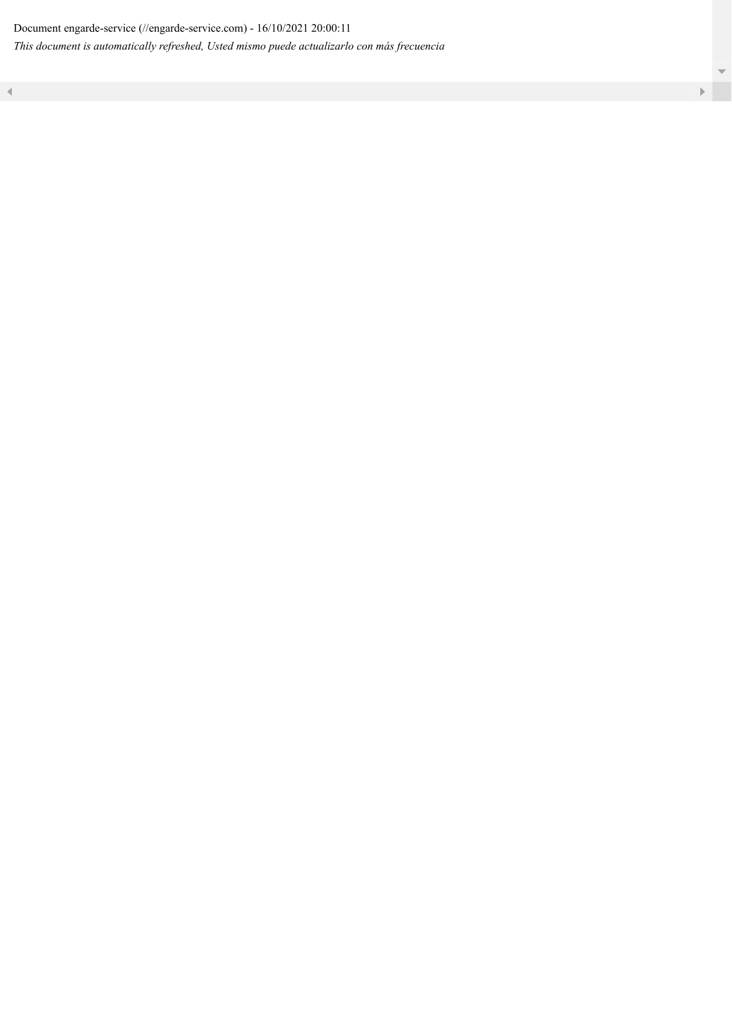Document engarde-service (//engarde-service.com) - 16/10/2021 20:00:11

*This document is automatically refreshed, Usted mismo puede actualizarlo con más frecuencia*